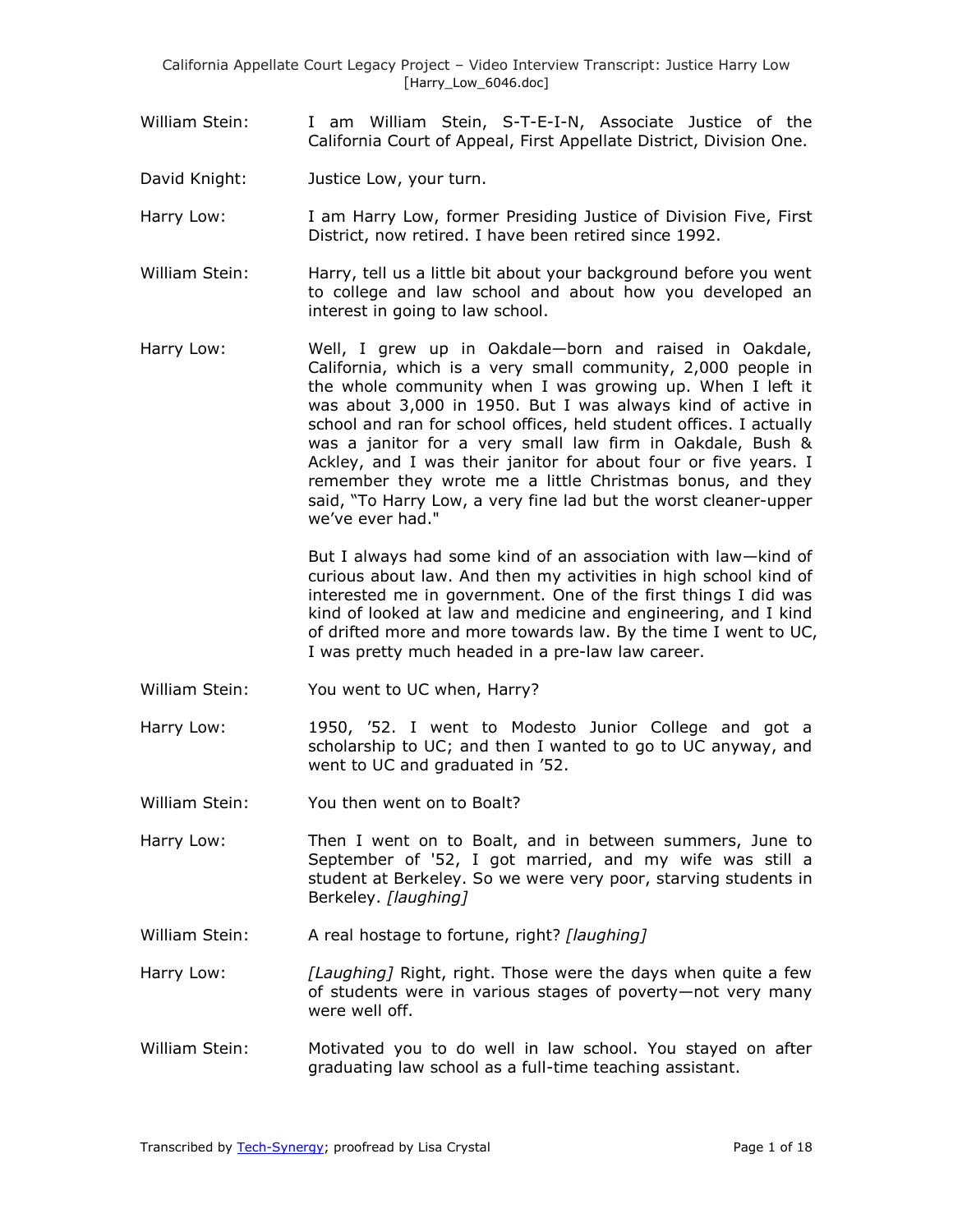William Stein: I am William Stein, S-T-E-I-N, Associate Justice of the California Court of Appeal, First Appellate District, Division One.

David Knight: Justice Low, your turn.

Harry Low: I am Harry Low, former Presiding Justice of Division Five, First District, now retired. I have been retired since 1992.

William Stein: Harry, tell us a little bit about your background before you went to college and law school and about how you developed an interest in going to law school.

Harry Low: Well, I grew up in Oakdale—born and raised in Oakdale, California, which is a very small community, 2,000 people in the whole community when I was growing up. When I left it was about 3,000 in 1950. But I was always kind of active in school and ran for school offices, held student offices. I actually was a janitor for a very small law firm in Oakdale, Bush & Ackley, and I was their janitor for about four or five years. I remember they wrote me a little Christmas bonus, and they said, "To Harry Low, a very fine lad but the worst cleaner-upper we've ever had."

But I always had some kind of an association with law—kind of curious about law. And then my activities in high school kind of interested me in government. One of the first things I did was kind of looked at law and medicine and engineering, and I kind of drifted more and more towards law. By the time I went to UC, I was pretty much headed in a pre-law law career.

William Stein: You went to UC when, Harry?

Harry Low: 1950, '52. I went to Modesto Junior College and got a scholarship to UC; and then I wanted to go to UC anyway, and went to UC and graduated in '52.

William Stein: You then went on to Boalt?

Harry Low: Then I went on to Boalt, and in between summers, June to September of '52, I got married, and my wife was still a student at Berkeley. So we were very poor, starving students in Berkeley. *[laughing]*

William Stein: A real hostage to fortune, right? *[laughing]*

Harry Low: *[Laughing]* Right, right. Those were the days when quite a few of students were in various stages of poverty—not very many were well off.

William Stein: Motivated you to do well in law school. You stayed on after graduating law school as a full-time teaching assistant.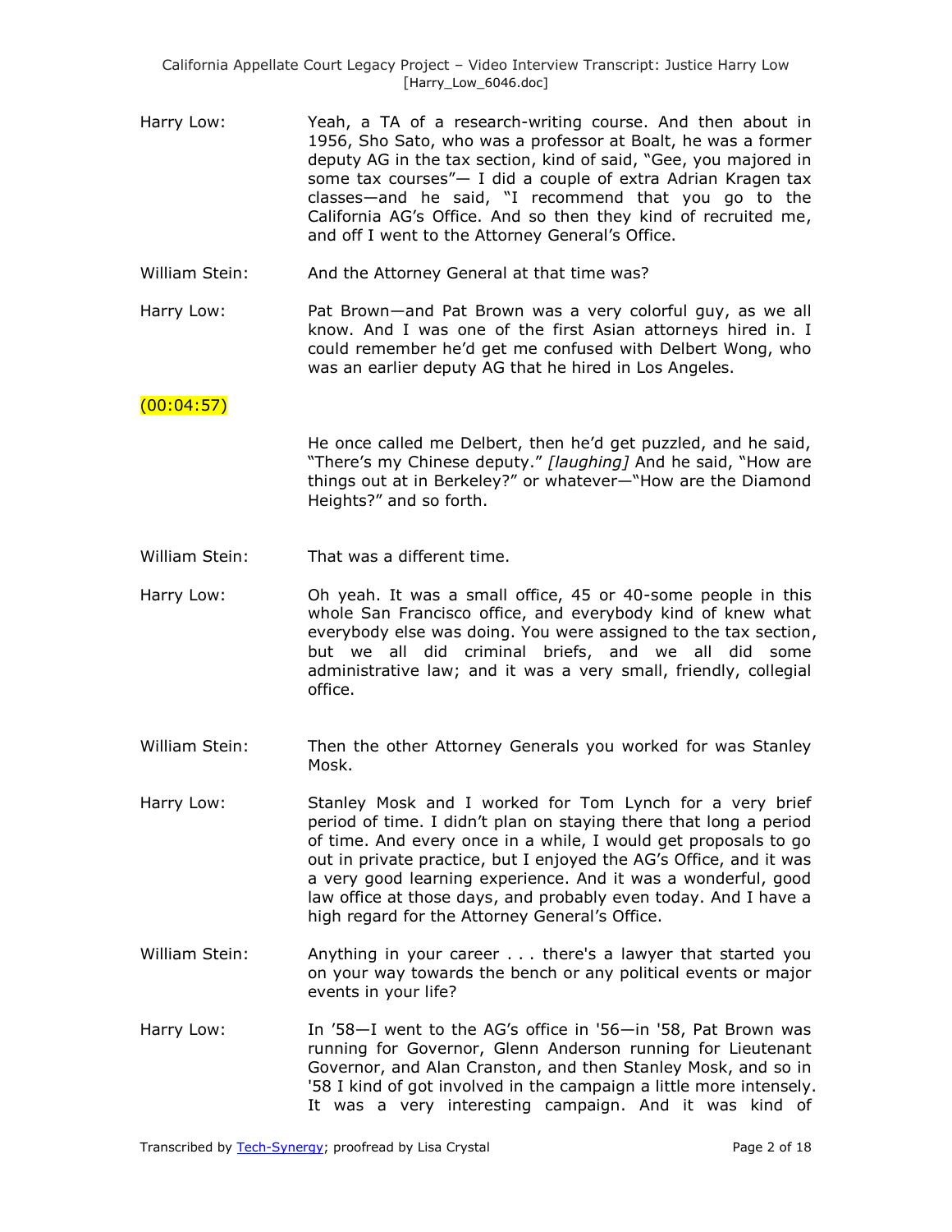Harry Low: Yeah, a TA of a research-writing course. And then about in 1956, Sho Sato, who was a professor at Boalt, he was a former deputy AG in the tax section, kind of said, "Gee, you majored in some tax courses"— I did a couple of extra Adrian Kragen tax classes—and he said, "I recommend that you go to the California AG's Office. And so then they kind of recruited me, and off I went to the Attorney General's Office.

William Stein: And the Attorney General at that time was?

Harry Low: Pat Brown—and Pat Brown was a very colorful guy, as we all know. And I was one of the first Asian attorneys hired in. I could remember he'd get me confused with Delbert Wong, who was an earlier deputy AG that he hired in Los Angeles.

(00:04:57)

He once called me Delbert, then he'd get puzzled, and he said, "There's my Chinese deputy." *[laughing]* And he said, "How are things out at in Berkeley?" or whatever—"How are the Diamond Heights?" and so forth.

William Stein: That was a different time.

Harry Low: Oh yeah. It was a small office, 45 or 40-some people in this whole San Francisco office, and everybody kind of knew what everybody else was doing. You were assigned to the tax section, but we all did criminal briefs, and we all did some administrative law; and it was a very small, friendly, collegial office.

William Stein: Then the other Attorney Generals you worked for was Stanley Mosk.

Harry Low: Stanley Mosk and I worked for Tom Lynch for a very brief period of time. I didn't plan on staying there that long a period of time. And every once in a while, I would get proposals to go out in private practice, but I enjoyed the AG's Office, and it was a very good learning experience. And it was a wonderful, good law office at those days, and probably even today. And I have a high regard for the Attorney General's Office.

William Stein: Anything in your career . . . there's a lawyer that started you on your way towards the bench or any political events or major events in your life?

Harry Low: In '58—I went to the AG's office in '56—in '58, Pat Brown was running for Governor, Glenn Anderson running for Lieutenant Governor, and Alan Cranston, and then Stanley Mosk, and so in '58 I kind of got involved in the campaign a little more intensely. It was a very interesting campaign. And it was kind of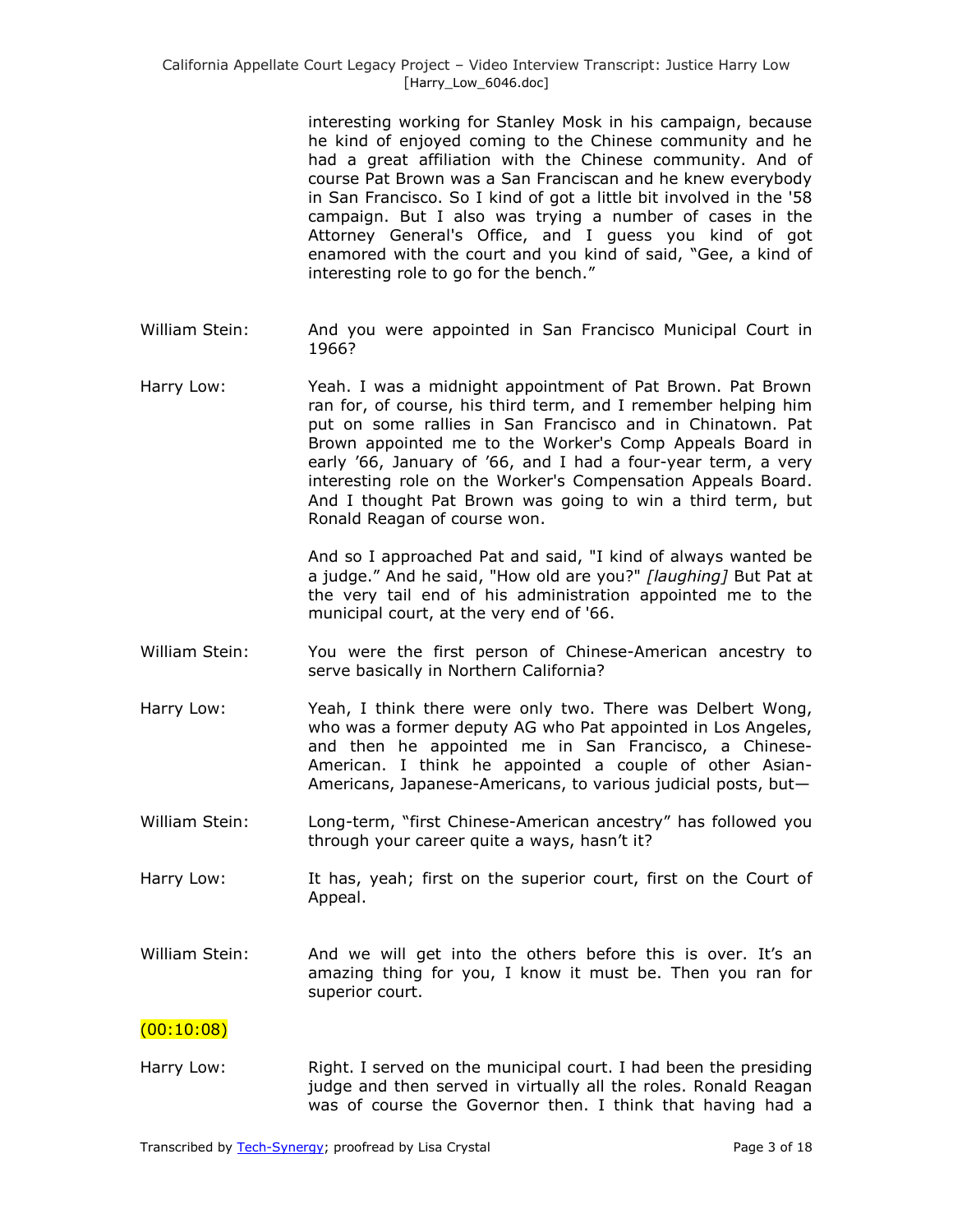interesting working for Stanley Mosk in his campaign, because he kind of enjoyed coming to the Chinese community and he had a great affiliation with the Chinese community. And of course Pat Brown was a San Franciscan and he knew everybody in San Francisco. So I kind of got a little bit involved in the '58 campaign. But I also was trying a number of cases in the Attorney General's Office, and I guess you kind of got enamored with the court and you kind of said, "Gee, a kind of interesting role to go for the bench."

William Stein: And you were appointed in San Francisco Municipal Court in 1966?

Harry Low: Yeah. I was a midnight appointment of Pat Brown. Pat Brown ran for, of course, his third term, and I remember helping him put on some rallies in San Francisco and in Chinatown. Pat Brown appointed me to the Worker's Comp Appeals Board in early '66, January of '66, and I had a four-year term, a very interesting role on the Worker's Compensation Appeals Board. And I thought Pat Brown was going to win a third term, but Ronald Reagan of course won.

And so I approached Pat and said, "I kind of always wanted be a judge." And he said, "How old are you?" *[laughing]* But Pat at the very tail end of his administration appointed me to the municipal court, at the very end of '66.

William Stein: You were the first person of Chinese-American ancestry to serve basically in Northern California?

Harry Low: Yeah, I think there were only two. There was Delbert Wong, who was a former deputy AG who Pat appointed in Los Angeles, and then he appointed me in San Francisco, a Chinese-American. I think he appointed a couple of other Asian-Americans, Japanese-Americans, to various judicial posts, but—

William Stein: Long-term, "first Chinese-American ancestry" has followed you through your career quite a ways, hasn't it?

Harry Low: It has, yeah; first on the superior court, first on the Court of Appeal.

William Stein: And we will get into the others before this is over. It's an amazing thing for you, I know it must be. Then you ran for superior court.

(00:10:08)

Harry Low: Right. I served on the municipal court. I had been the presiding judge and then served in virtually all the roles. Ronald Reagan was of course the Governor then. I think that having had a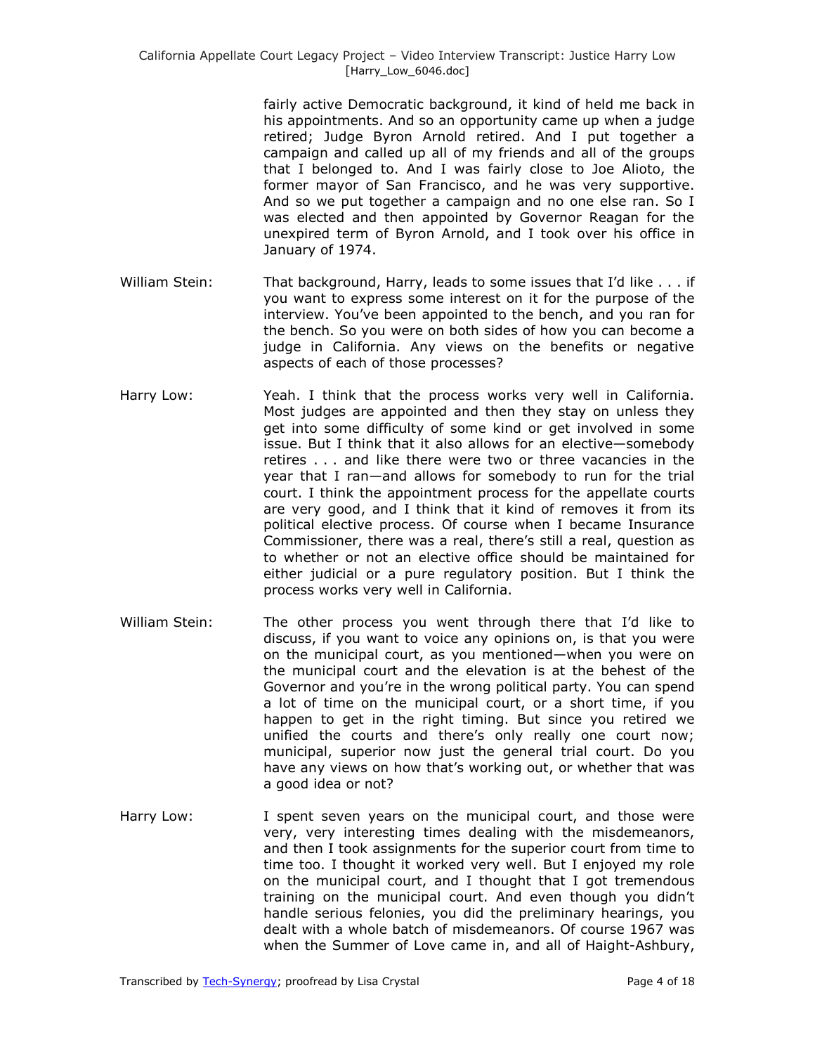fairly active Democratic background, it kind of held me back in his appointments. And so an opportunity came up when a judge retired; Judge Byron Arnold retired. And I put together a campaign and called up all of my friends and all of the groups that I belonged to. And I was fairly close to Joe Alioto, the former mayor of San Francisco, and he was very supportive. And so we put together a campaign and no one else ran. So I was elected and then appointed by Governor Reagan for the unexpired term of Byron Arnold, and I took over his office in January of 1974.

William Stein: That background, Harry, leads to some issues that I'd like . . . if you want to express some interest on it for the purpose of the interview. You've been appointed to the bench, and you ran for the bench. So you were on both sides of how you can become a judge in California. Any views on the benefits or negative aspects of each of those processes?

Harry Low: Yeah. I think that the process works very well in California. Most judges are appointed and then they stay on unless they get into some difficulty of some kind or get involved in some issue. But I think that it also allows for an elective—somebody retires . . . and like there were two or three vacancies in the year that I ran—and allows for somebody to run for the trial court. I think the appointment process for the appellate courts are very good, and I think that it kind of removes it from its political elective process. Of course when I became Insurance Commissioner, there was a real, there's still a real, question as to whether or not an elective office should be maintained for either judicial or a pure regulatory position. But I think the process works very well in California.

William Stein: The other process you went through there that I'd like to discuss, if you want to voice any opinions on, is that you were on the municipal court, as you mentioned—when you were on the municipal court and the elevation is at the behest of the Governor and you're in the wrong political party. You can spend a lot of time on the municipal court, or a short time, if you happen to get in the right timing. But since you retired we unified the courts and there's only really one court now; municipal, superior now just the general trial court. Do you have any views on how that's working out, or whether that was a good idea or not?

Harry Low: I spent seven years on the municipal court, and those were very, very interesting times dealing with the misdemeanors, and then I took assignments for the superior court from time to time too. I thought it worked very well. But I enjoyed my role on the municipal court, and I thought that I got tremendous training on the municipal court. And even though you didn't handle serious felonies, you did the preliminary hearings, you dealt with a whole batch of misdemeanors. Of course 1967 was when the Summer of Love came in, and all of Haight-Ashbury,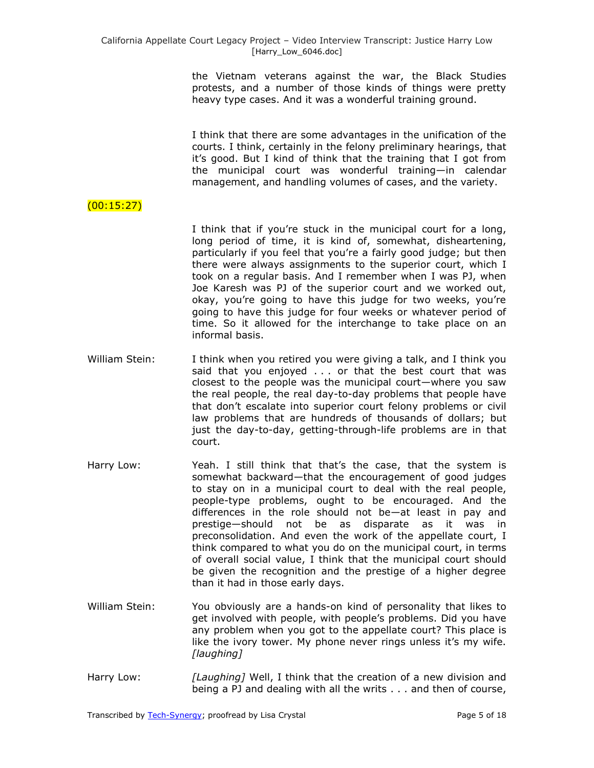the Vietnam veterans against the war, the Black Studies protests, and a number of those kinds of things were pretty heavy type cases. And it was a wonderful training ground.

I think that there are some advantages in the unification of the courts. I think, certainly in the felony preliminary hearings, that it's good. But I kind of think that the training that I got from the municipal court was wonderful training—in calendar management, and handling volumes of cases, and the variety.

(00:15:27)

I think that if you're stuck in the municipal court for a long, long period of time, it is kind of, somewhat, disheartening, particularly if you feel that you're a fairly good judge; but then there were always assignments to the superior court, which I took on a regular basis. And I remember when I was PJ, when Joe Karesh was PJ of the superior court and we worked out, okay, you're going to have this judge for two weeks, you're going to have this judge for four weeks or whatever period of time. So it allowed for the interchange to take place on an informal basis.

William Stein: I think when you retired you were giving a talk, and I think you said that you enjoyed . . . or that the best court that was closest to the people was the municipal court—where you saw the real people, the real day-to-day problems that people have that don't escalate into superior court felony problems or civil law problems that are hundreds of thousands of dollars; but just the day-to-day, getting-through-life problems are in that court.

Harry Low: Yeah. I still think that that's the case, that the system is somewhat backward—that the encouragement of good judges to stay on in a municipal court to deal with the real people, people-type problems, ought to be encouraged. And the differences in the role should not be—at least in pay and prestige—should not be as disparate as it was in preconsolidation. And even the work of the appellate court, I think compared to what you do on the municipal court, in terms of overall social value, I think that the municipal court should be given the recognition and the prestige of a higher degree than it had in those early days.

William Stein: You obviously are a hands-on kind of personality that likes to get involved with people, with people's problems. Did you have any problem when you got to the appellate court? This place is like the ivory tower. My phone never rings unless it's my wife. *[laughing]*

Harry Low: *[Laughing]* Well, I think that the creation of a new division and being a PJ and dealing with all the writs . . . and then of course,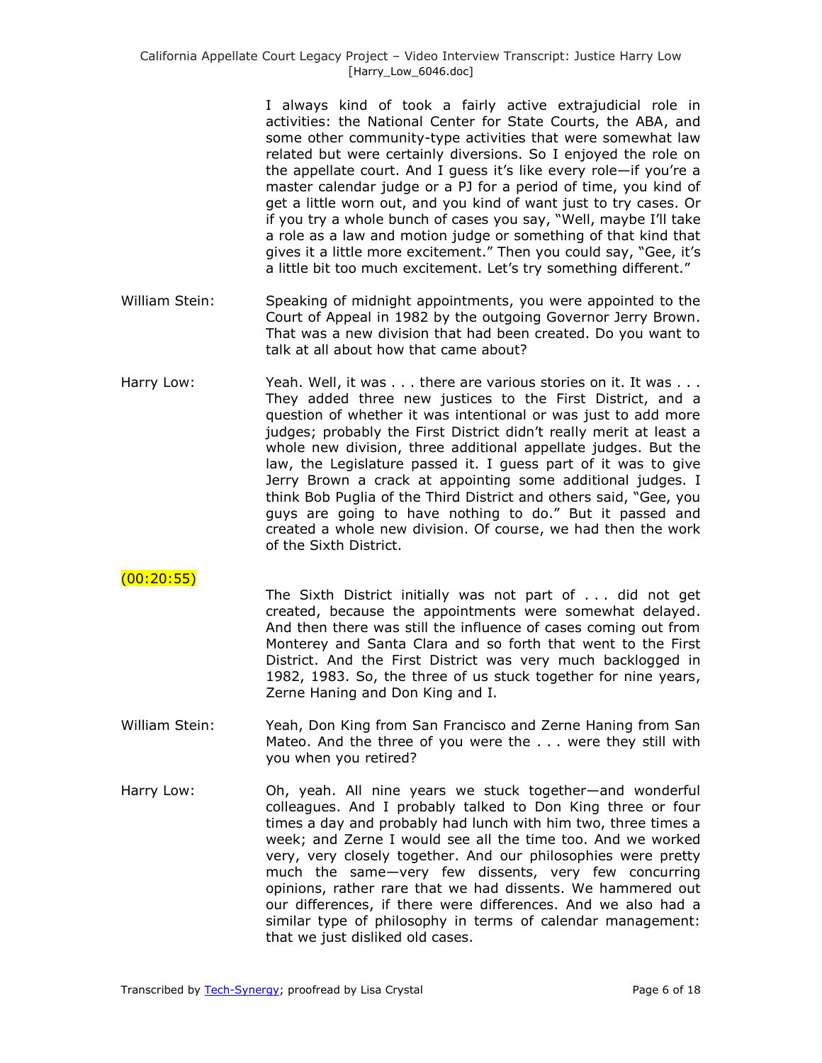I always kind of took a fairly active extrajudicial role in activities: the National Center for State Courts, the ABA, and some other community-type activities that were somewhat law related but were certainly diversions. So I enjoyed the role on the appellate court. And I guess it's like every role—if you're a master calendar judge or a PJ for a period of time, you kind of get a little worn out, and you kind of want just to try cases. Or if you try a whole bunch of cases you say, "Well, maybe I'll take a role as a law and motion judge or something of that kind that gives it a little more excitement." Then you could say, "Gee, it's a little bit too much excitement. Let's try something different."

William Stein: Speaking of midnight appointments, you were appointed to the Court of Appeal in 1982 by the outgoing Governor Jerry Brown. That was a new division that had been created. Do you want to talk at all about how that came about?

Harry Low: Yeah. Well, it was . . . there are various stories on it. It was . . . They added three new justices to the First District, and a question of whether it was intentional or was just to add more judges; probably the First District didn't really merit at least a whole new division, three additional appellate judges. But the law, the Legislature passed it. I guess part of it was to give Jerry Brown a crack at appointing some additional judges. I think Bob Puglia of the Third District and others said, "Gee, you guys are going to have nothing to do." But it passed and created a whole new division. Of course, we had then the work of the Sixth District.

(00:20:55)

The Sixth District initially was not part of . . . did not get created, because the appointments were somewhat delayed. And then there was still the influence of cases coming out from Monterey and Santa Clara and so forth that went to the First District. And the First District was very much backlogged in 1982, 1983. So, the three of us stuck together for nine years, Zerne Haning and Don King and I.

William Stein: Yeah, Don King from San Francisco and Zerne Haning from San Mateo. And the three of you were the . . . were they still with you when you retired?

Harry Low: Oh, yeah. All nine years we stuck together—and wonderful colleagues. And I probably talked to Don King three or four times a day and probably had lunch with him two, three times a week; and Zerne I would see all the time too. And we worked very, very closely together. And our philosophies were pretty much the same—very few dissents, very few concurring opinions, rather rare that we had dissents. We hammered out our differences, if there were differences. And we also had a similar type of philosophy in terms of calendar management: that we just disliked old cases.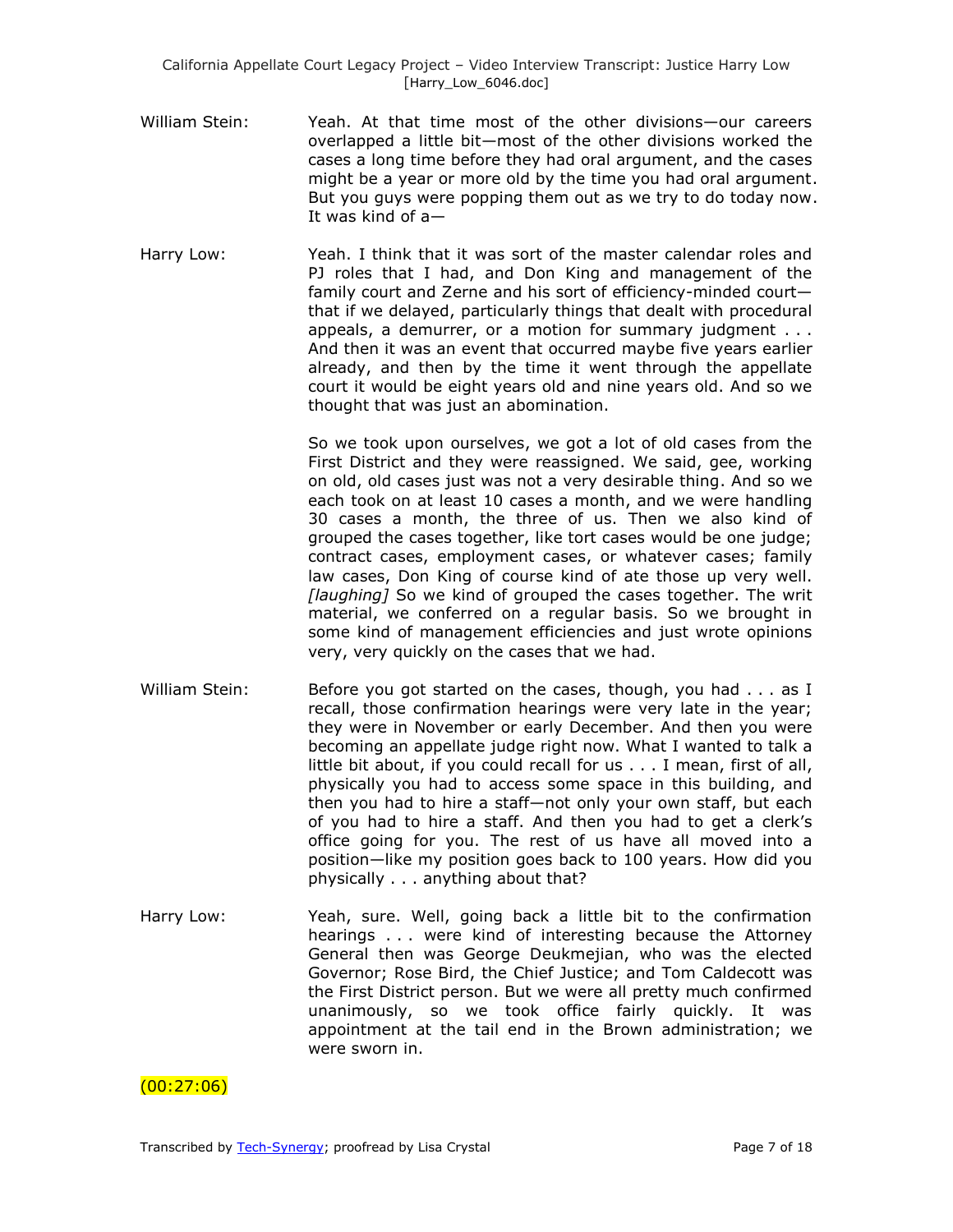William Stein: Yeah. At that time most of the other divisions—our careers overlapped a little bit—most of the other divisions worked the cases a long time before they had oral argument, and the cases might be a year or more old by the time you had oral argument. But you guys were popping them out as we try to do today now. It was kind of a—

Harry Low: Yeah. I think that it was sort of the master calendar roles and PJ roles that I had, and Don King and management of the family court and Zerne and his sort of efficiency-minded court—that if we delayed, particularly things that dealt with procedural appeals, a demurrer, or a motion for summary judgment . . . And then it was an event that occurred maybe five years earlier already, and then by the time it went through the appellate court it would be eight years old and nine years old. And so we thought that was just an abomination.

So we took upon ourselves, we got a lot of old cases from the First District and they were reassigned. We said, gee, working on old, old cases just was not a very desirable thing. And so we each took on at least 10 cases a month, and we were handling 30 cases a month, the three of us. Then we also kind of grouped the cases together, like tort cases would be one judge; contract cases, employment cases, or whatever cases; family law cases, Don King of course kind of ate those up very well. *[laughing]* So we kind of grouped the cases together. The writ material, we conferred on a regular basis. So we brought in some kind of management efficiencies and just wrote opinions very, very quickly on the cases that we had.

William Stein: Before you got started on the cases, though, you had . . . as I recall, those confirmation hearings were very late in the year; they were in November or early December. And then you were becoming an appellate judge right now. What I wanted to talk a little bit about, if you could recall for us . . . I mean, first of all, physically you had to access some space in this building, and then you had to hire a staff—not only your own staff, but each of you had to hire a staff. And then you had to get a clerk's office going for you. The rest of us have all moved into a position—like my position goes back to 100 years. How did you physically . . . anything about that?

Harry Low: Yeah, sure. Well, going back a little bit to the confirmation hearings . . . were kind of interesting because the Attorney General then was George Deukmejian, who was the elected Governor; Rose Bird, the Chief Justice; and Tom Caldecott was the First District person. But we were all pretty much confirmed unanimously, so we took office fairly quickly. It was appointment at the tail end in the Brown administration; we were sworn in.

(00:27:06)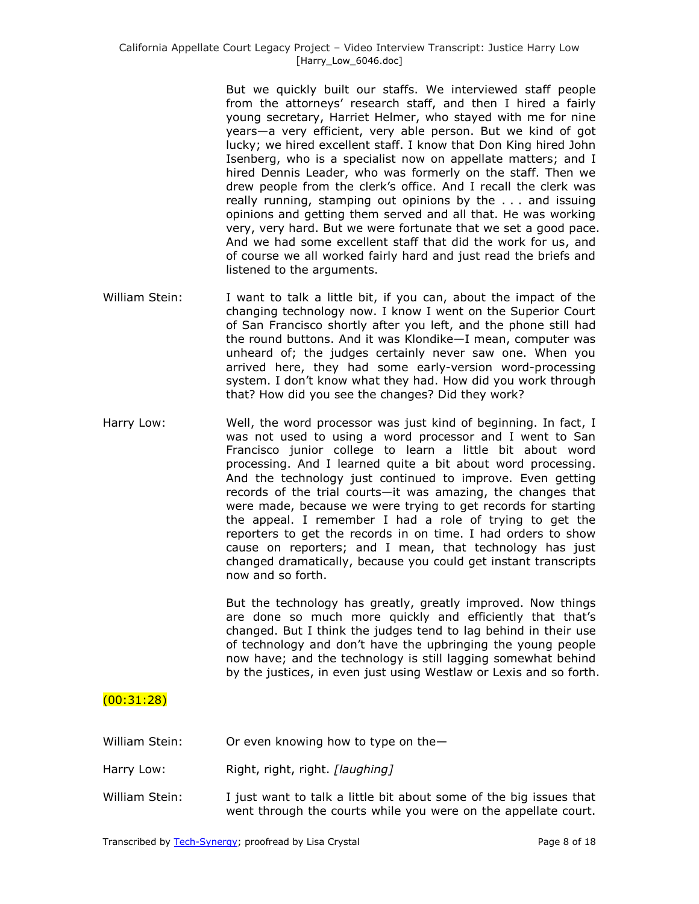But we quickly built our staffs. We interviewed staff people from the attorneys' research staff, and then I hired a fairly young secretary, Harriet Helmer, who stayed with me for nine years—a very efficient, very able person. But we kind of got lucky; we hired excellent staff. I know that Don King hired John Isenberg, who is a specialist now on appellate matters; and I hired Dennis Leader, who was formerly on the staff. Then we drew people from the clerk's office. And I recall the clerk was really running, stamping out opinions by the . . . and issuing opinions and getting them served and all that. He was working very, very hard. But we were fortunate that we set a good pace. And we had some excellent staff that did the work for us, and of course we all worked fairly hard and just read the briefs and listened to the arguments.

**William Stein:** I want to talk a little bit, if you can, about the impact of the changing technology now. I know I went on the Superior Court of San Francisco shortly after you left, and the phone still had the round buttons. And it was Klondike—I mean, computer was unheard of; the judges certainly never saw one. When you arrived here, they had some early-version word-processing system. I don't know what they had. How did you work through that? How did you see the changes? Did they work?

**Harry Low:** Well, the word processor was just kind of beginning. In fact, I was not used to using a word processor and I went to San Francisco junior college to learn a little bit about word processing. And I learned quite a bit about word processing. And the technology just continued to improve. Even getting records of the trial courts—it was amazing, the changes that were made, because we were trying to get records for starting the appeal. I remember I had a role of trying to get the reporters to get the records in on time. I had orders to show cause on reporters; and I mean, that technology has just changed dramatically, because you could get instant transcripts now and so forth.

But the technology has greatly, greatly improved. Now things are done so much more quickly and efficiently that that's changed. But I think the judges tend to lag behind in their use of technology and don't have the upbringing the young people now have; and the technology is still lagging somewhat behind by the justices, in even just using Westlaw or Lexis and so forth.

(00:31:28)

**William Stein:** Or even knowing how to type on the—

**Harry Low:** Right, right, right. *[laughing]*

**William Stein:** I just want to talk a little bit about some of the big issues that went through the courts while you were on the appellate court.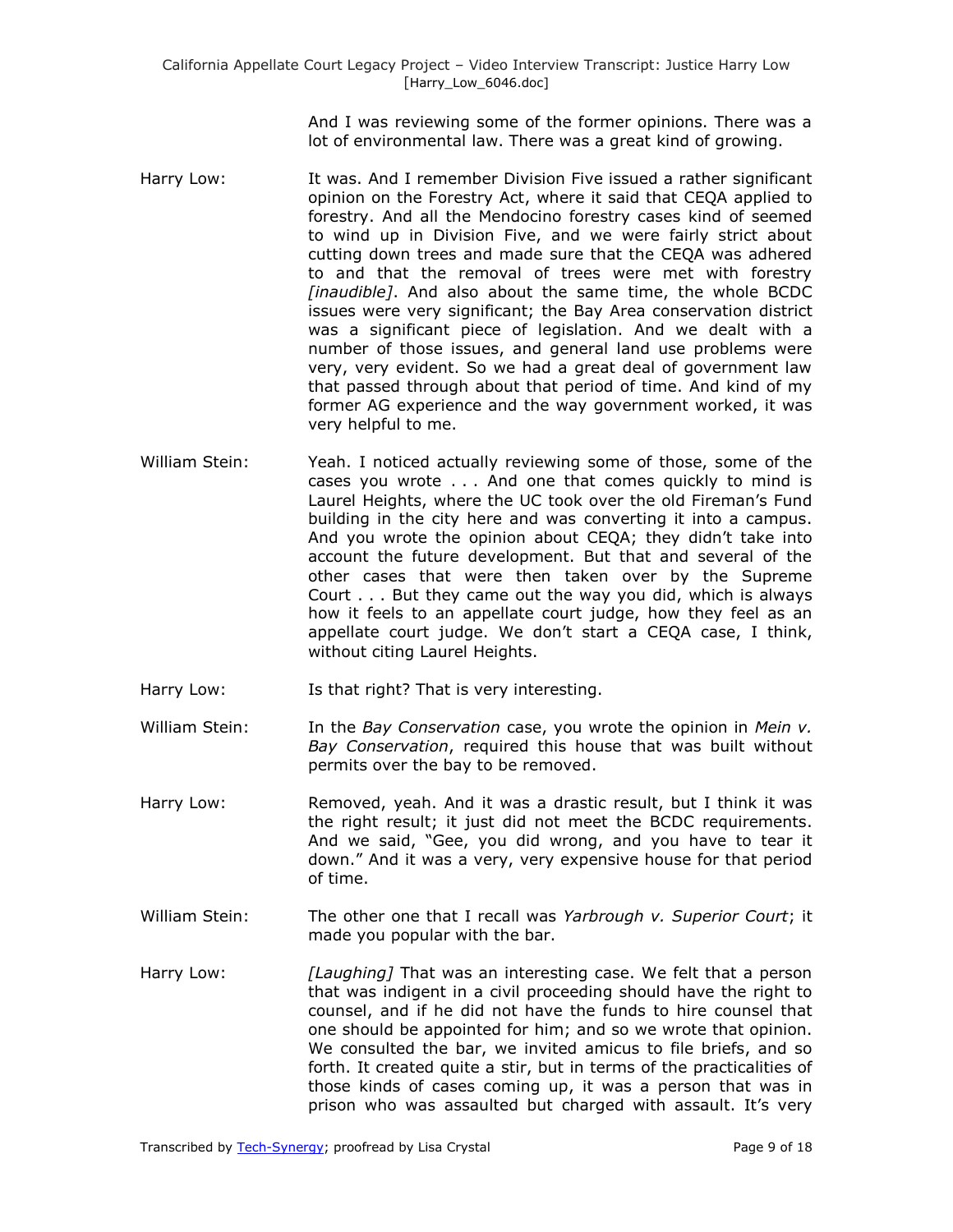And I was reviewing some of the former opinions. There was a lot of environmental law. There was a great kind of growing.

Harry Low: It was. And I remember Division Five issued a rather significant opinion on the Forestry Act, where it said that CEQA applied to forestry. And all the Mendocino forestry cases kind of seemed to wind up in Division Five, and we were fairly strict about cutting down trees and made sure that the CEQA was adhered to and that the removal of trees were met with forestry *[inaudible]*. And also about the same time, the whole BCDC issues were very significant; the Bay Area conservation district was a significant piece of legislation. And we dealt with a number of those issues, and general land use problems were very, very evident. So we had a great deal of government law that passed through about that period of time. And kind of my former AG experience and the way government worked, it was very helpful to me.

William Stein: Yeah. I noticed actually reviewing some of those, some of the cases you wrote . . . And one that comes quickly to mind is Laurel Heights, where the UC took over the old Fireman's Fund building in the city here and was converting it into a campus. And you wrote the opinion about CEQA; they didn't take into account the future development. But that and several of the other cases that were then taken over by the Supreme Court . . . But they came out the way you did, which is always how it feels to an appellate court judge, how they feel as an appellate court judge. We don't start a CEQA case, I think, without citing Laurel Heights.

Harry Low: Is that right? That is very interesting.

William Stein: In the *Bay Conservation* case, you wrote the opinion in *Mein v. Bay Conservation*, required this house that was built without permits over the bay to be removed.

Harry Low: Removed, yeah. And it was a drastic result, but I think it was the right result; it just did not meet the BCDC requirements. And we said, "Gee, you did wrong, and you have to tear it down." And it was a very, very expensive house for that period of time.

William Stein: The other one that I recall was *Yarbrough v. Superior Court*; it made you popular with the bar.

Harry Low: *[Laughing]* That was an interesting case. We felt that a person that was indigent in a civil proceeding should have the right to counsel, and if he did not have the funds to hire counsel that one should be appointed for him; and so we wrote that opinion. We consulted the bar, we invited amicus to file briefs, and so forth. It created quite a stir, but in terms of the practicalities of those kinds of cases coming up, it was a person that was in prison who was assaulted but charged with assault. It's very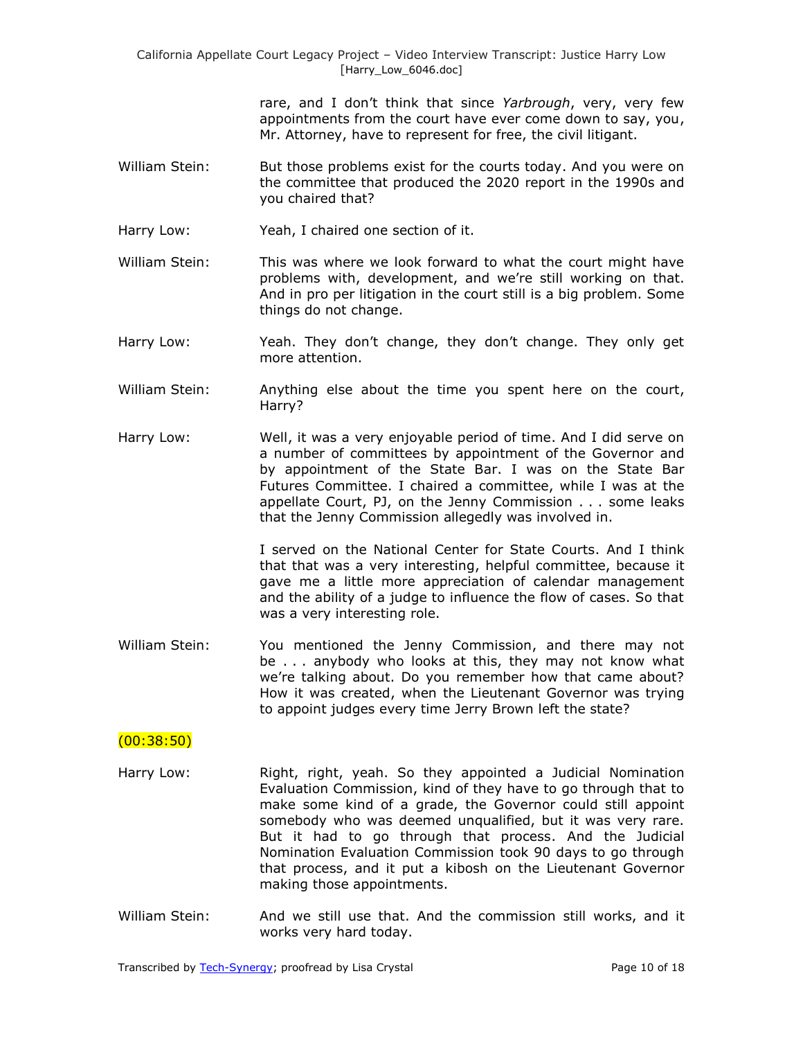rare, and I don't think that since *Yarbrough*, very, very few appointments from the court have ever come down to say, you, Mr. Attorney, have to represent for free, the civil litigant.

William Stein: But those problems exist for the courts today. And you were on the committee that produced the 2020 report in the 1990s and you chaired that?

Harry Low: Yeah, I chaired one section of it.

William Stein: This was where we look forward to what the court might have problems with, development, and we're still working on that. And in pro per litigation in the court still is a big problem. Some things do not change.

Harry Low: Yeah. They don't change, they don't change. They only get more attention.

William Stein: Anything else about the time you spent here on the court, Harry?

Harry Low: Well, it was a very enjoyable period of time. And I did serve on a number of committees by appointment of the Governor and by appointment of the State Bar. I was on the State Bar Futures Committee. I chaired a committee, while I was at the appellate Court, PJ, on the Jenny Commission . . . some leaks that the Jenny Commission allegedly was involved in.

I served on the National Center for State Courts. And I think that that was a very interesting, helpful committee, because it gave me a little more appreciation of calendar management and the ability of a judge to influence the flow of cases. So that was a very interesting role.

William Stein: You mentioned the Jenny Commission, and there may not be . . . anybody who looks at this, they may not know what we're talking about. Do you remember how that came about? How it was created, when the Lieutenant Governor was trying to appoint judges every time Jerry Brown left the state?

(00:38:50)

Harry Low: Right, right, yeah. So they appointed a Judicial Nomination Evaluation Commission, kind of they have to go through that to make some kind of a grade, the Governor could still appoint somebody who was deemed unqualified, but it was very rare. But it had to go through that process. And the Judicial Nomination Evaluation Commission took 90 days to go through that process, and it put a kibosh on the Lieutenant Governor making those appointments.

William Stein: And we still use that. And the commission still works, and it works very hard today.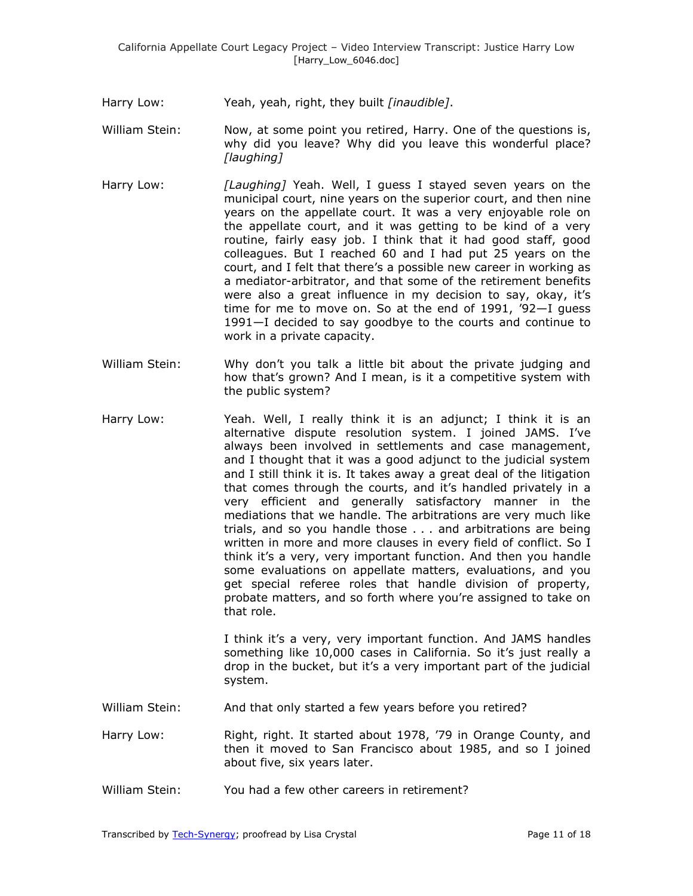Harry Low: Yeah, yeah, right, they built *[inaudible]*.

William Stein: Now, at some point you retired, Harry. One of the questions is, why did you leave? Why did you leave this wonderful place? *[laughing]*

Harry Low: *[Laughing]* Yeah. Well, I guess I stayed seven years on the municipal court, nine years on the superior court, and then nine years on the appellate court. It was a very enjoyable role on the appellate court, and it was getting to be kind of a very routine, fairly easy job. I think that it had good staff, good colleagues. But I reached 60 and I had put 25 years on the court, and I felt that there's a possible new career in working as a mediator-arbitrator, and that some of the retirement benefits were also a great influence in my decision to say, okay, it's time for me to move on. So at the end of 1991, '92—I guess 1991—I decided to say goodbye to the courts and continue to work in a private capacity.

William Stein: Why don't you talk a little bit about the private judging and how that's grown? And I mean, is it a competitive system with the public system?

Harry Low: Yeah. Well, I really think it is an adjunct; I think it is an alternative dispute resolution system. I joined JAMS. I've always been involved in settlements and case management, and I thought that it was a good adjunct to the judicial system and I still think it is. It takes away a great deal of the litigation that comes through the courts, and it's handled privately in a very efficient and generally satisfactory manner in the mediations that we handle. The arbitrations are very much like trials, and so you handle those . . . and arbitrations are being written in more and more clauses in every field of conflict. So I think it's a very, very important function. And then you handle some evaluations on appellate matters, evaluations, and you get special referee roles that handle division of property, probate matters, and so forth where you're assigned to take on that role.

I think it's a very, very important function. And JAMS handles something like 10,000 cases in California. So it's just really a drop in the bucket, but it's a very important part of the judicial system.

William Stein: And that only started a few years before you retired?

Harry Low: Right, right. It started about 1978, '79 in Orange County, and then it moved to San Francisco about 1985, and so I joined about five, six years later.

William Stein: You had a few other careers in retirement?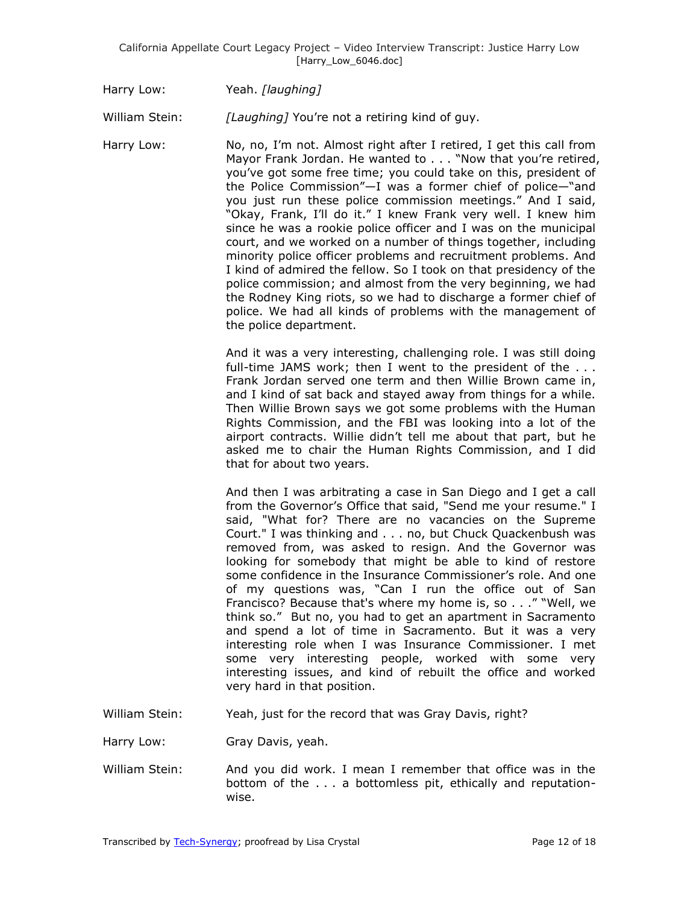Harry Low: Yeah. *[laughing]*

William Stein: *[Laughing]* You're not a retiring kind of guy.

Harry Low: No, no, I'm not. Almost right after I retired, I get this call from Mayor Frank Jordan. He wanted to . . . "Now that you're retired, you've got some free time; you could take on this, president of the Police Commission"—I was a former chief of police—"and you just run these police commission meetings." And I said, "Okay, Frank, I'll do it." I knew Frank very well. I knew him since he was a rookie police officer and I was on the municipal court, and we worked on a number of things together, including minority police officer problems and recruitment problems. And I kind of admired the fellow. So I took on that presidency of the police commission; and almost from the very beginning, we had the Rodney King riots, so we had to discharge a former chief of police. We had all kinds of problems with the management of the police department.

And it was a very interesting, challenging role. I was still doing full-time JAMS work; then I went to the president of the . . . Frank Jordan served one term and then Willie Brown came in, and I kind of sat back and stayed away from things for a while. Then Willie Brown says we got some problems with the Human Rights Commission, and the FBI was looking into a lot of the airport contracts. Willie didn't tell me about that part, but he asked me to chair the Human Rights Commission, and I did that for about two years.

And then I was arbitrating a case in San Diego and I get a call from the Governor's Office that said, "Send me your resume." I said, "What for? There are no vacancies on the Supreme Court." I was thinking and . . . no, but Chuck Quackenbush was removed from, was asked to resign. And the Governor was looking for somebody that might be able to kind of restore some confidence in the Insurance Commissioner's role. And one of my questions was, "Can I run the office out of San Francisco? Because that's where my home is, so . . ." "Well, we think so." But no, you had to get an apartment in Sacramento and spend a lot of time in Sacramento. But it was a very interesting role when I was Insurance Commissioner. I met some very interesting people, worked with some very interesting issues, and kind of rebuilt the office and worked very hard in that position.

William Stein: Yeah, just for the record that was Gray Davis, right?

Harry Low: Gray Davis, yeah.

William Stein: And you did work. I mean I remember that office was in the bottom of the . . . a bottomless pit, ethically and reputation-wise.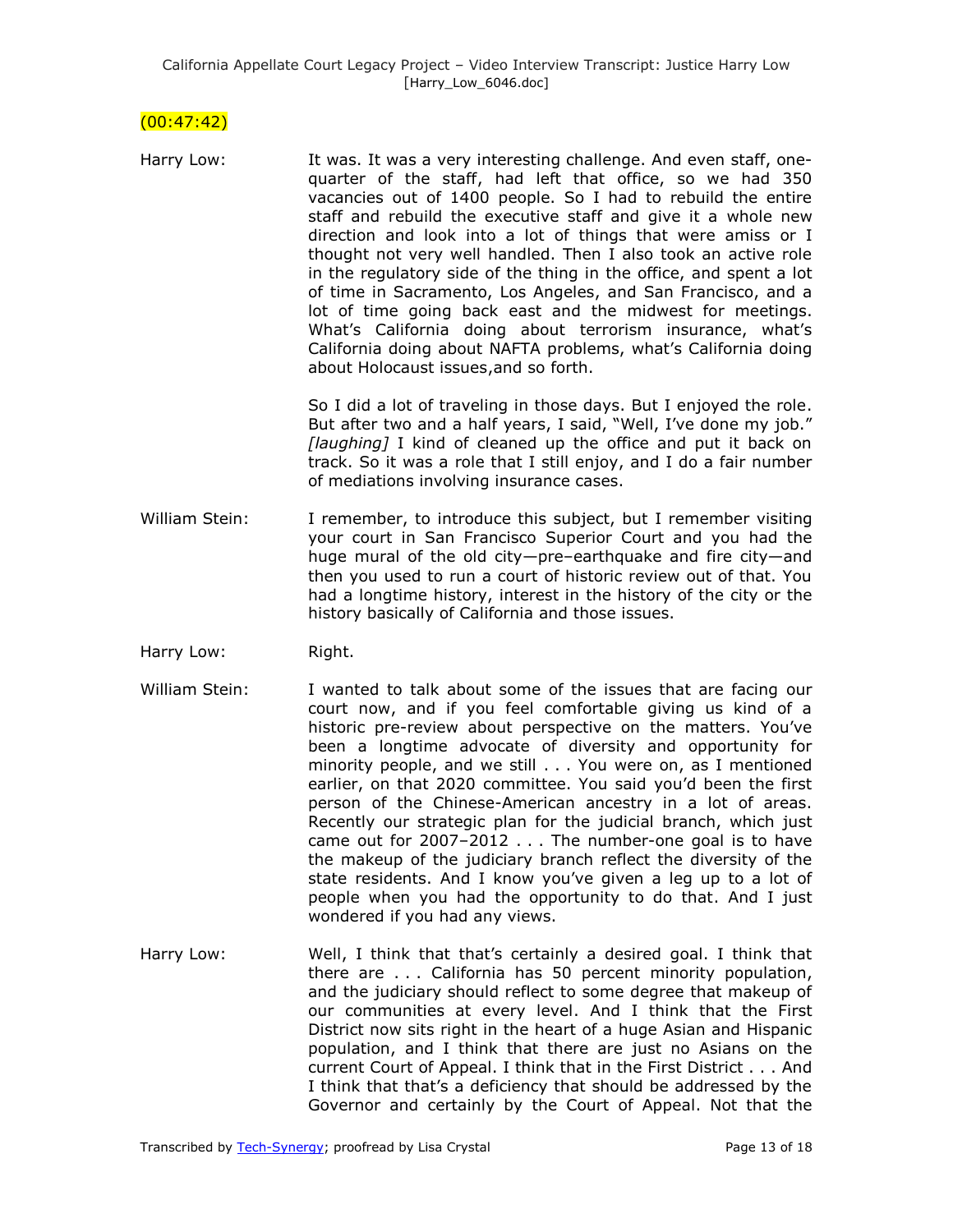(00:47:42)

Harry Low: It was. It was a very interesting challenge. And even staff, one-quarter of the staff, had left that office, so we had 350 vacancies out of 1400 people. So I had to rebuild the entire staff and rebuild the executive staff and give it a whole new direction and look into a lot of things that were amiss or I thought not very well handled. Then I also took an active role in the regulatory side of the thing in the office, and spent a lot of time in Sacramento, Los Angeles, and San Francisco, and a lot of time going back east and the midwest for meetings. What's California doing about terrorism insurance, what's California doing about NAFTA problems, what's California doing about Holocaust issues,and so forth.

So I did a lot of traveling in those days. But I enjoyed the role. But after two and a half years, I said, "Well, I've done my job." *[laughing]* I kind of cleaned up the office and put it back on track. So it was a role that I still enjoy, and I do a fair number of mediations involving insurance cases.

William Stein: I remember, to introduce this subject, but I remember visiting your court in San Francisco Superior Court and you had the huge mural of the old city—pre–earthquake and fire city—and then you used to run a court of historic review out of that. You had a longtime history, interest in the history of the city or the history basically of California and those issues.

Harry Low: Right.

William Stein: I wanted to talk about some of the issues that are facing our court now, and if you feel comfortable giving us kind of a historic pre-review about perspective on the matters. You've been a longtime advocate of diversity and opportunity for minority people, and we still . . . You were on, as I mentioned earlier, on that 2020 committee. You said you'd been the first person of the Chinese-American ancestry in a lot of areas. Recently our strategic plan for the judicial branch, which just came out for 2007–2012 . . . The number-one goal is to have the makeup of the judiciary branch reflect the diversity of the state residents. And I know you've given a leg up to a lot of people when you had the opportunity to do that. And I just wondered if you had any views.

Harry Low: Well, I think that that's certainly a desired goal. I think that there are . . . California has 50 percent minority population, and the judiciary should reflect to some degree that makeup of our communities at every level. And I think that the First District now sits right in the heart of a huge Asian and Hispanic population, and I think that there are just no Asians on the current Court of Appeal. I think that in the First District . . . And I think that that's a deficiency that should be addressed by the Governor and certainly by the Court of Appeal. Not that the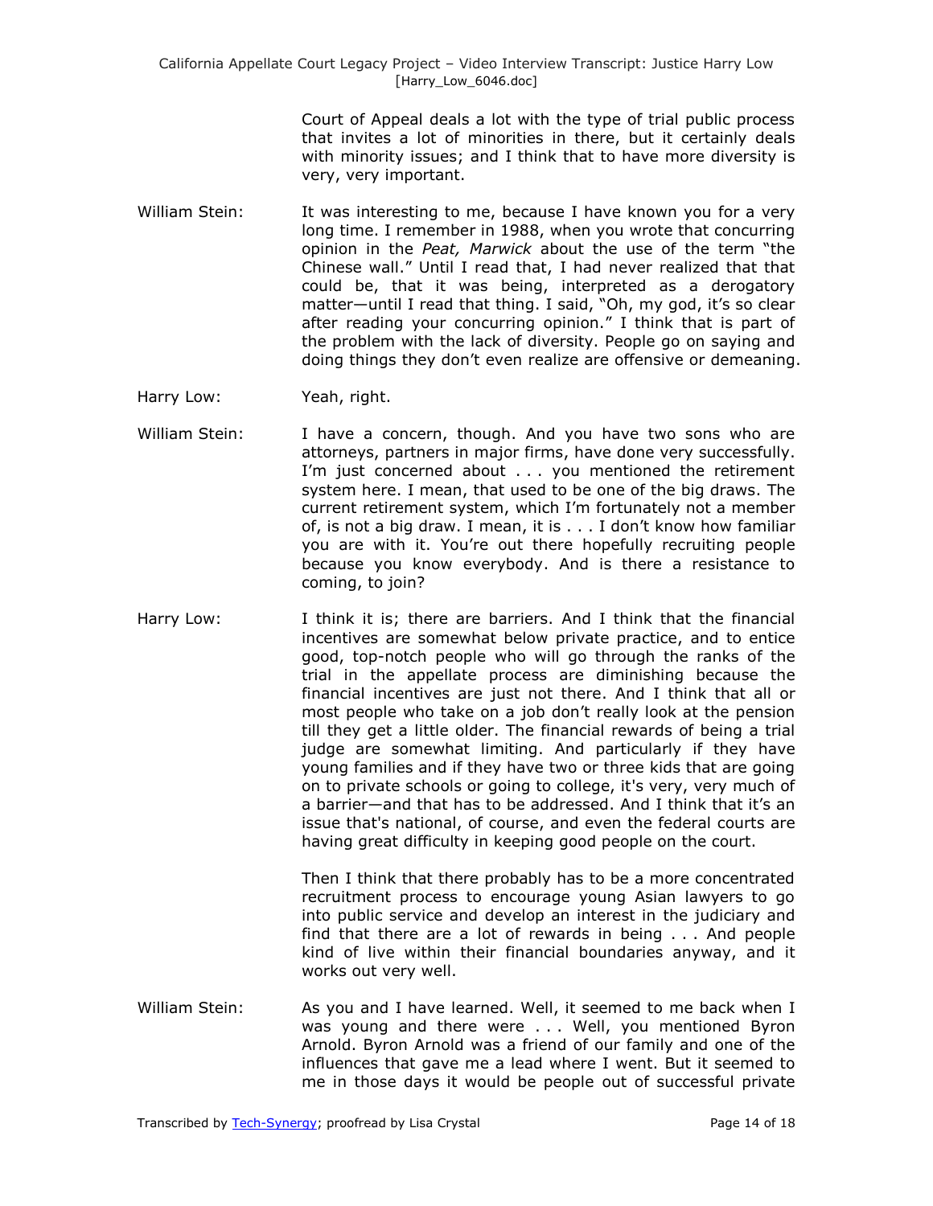Court of Appeal deals a lot with the type of trial public process that invites a lot of minorities in there, but it certainly deals with minority issues; and I think that to have more diversity is very, very important.

William Stein: It was interesting to me, because I have known you for a very long time. I remember in 1988, when you wrote that concurring opinion in the *Peat, Marwick* about the use of the term "the Chinese wall." Until I read that, I had never realized that that could be, that it was being, interpreted as a derogatory matter—until I read that thing. I said, "Oh, my god, it's so clear after reading your concurring opinion." I think that is part of the problem with the lack of diversity. People go on saying and doing things they don't even realize are offensive or demeaning.

Harry Low: Yeah, right.

William Stein: I have a concern, though. And you have two sons who are attorneys, partners in major firms, have done very successfully. I'm just concerned about . . . you mentioned the retirement system here. I mean, that used to be one of the big draws. The current retirement system, which I'm fortunately not a member of, is not a big draw. I mean, it is . . . I don't know how familiar you are with it. You're out there hopefully recruiting people because you know everybody. And is there a resistance to coming, to join?

Harry Low: I think it is; there are barriers. And I think that the financial incentives are somewhat below private practice, and to entice good, top-notch people who will go through the ranks of the trial in the appellate process are diminishing because the financial incentives are just not there. And I think that all or most people who take on a job don't really look at the pension till they get a little older. The financial rewards of being a trial judge are somewhat limiting. And particularly if they have young families and if they have two or three kids that are going on to private schools or going to college, it's very, very much of a barrier—and that has to be addressed. And I think that it's an issue that's national, of course, and even the federal courts are having great difficulty in keeping good people on the court.

Then I think that there probably has to be a more concentrated recruitment process to encourage young Asian lawyers to go into public service and develop an interest in the judiciary and find that there are a lot of rewards in being . . . And people kind of live within their financial boundaries anyway, and it works out very well.

William Stein: As you and I have learned. Well, it seemed to me back when I was young and there were . . . Well, you mentioned Byron Arnold. Byron Arnold was a friend of our family and one of the influences that gave me a lead where I went. But it seemed to me in those days it would be people out of successful private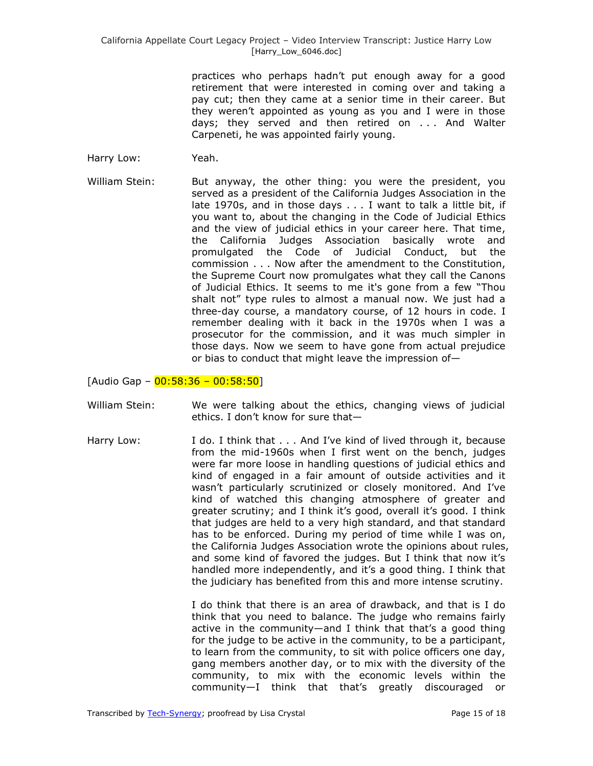practices who perhaps hadn't put enough away for a good retirement that were interested in coming over and taking a pay cut; then they came at a senior time in their career. But they weren't appointed as young as you and I were in those days; they served and then retired on . . . And Walter Carpeneti, he was appointed fairly young.

Harry Low: Yeah.

William Stein: But anyway, the other thing: you were the president, you served as a president of the California Judges Association in the late 1970s, and in those days . . . I want to talk a little bit, if you want to, about the changing in the Code of Judicial Ethics and the view of judicial ethics in your career here. That time, the California Judges Association basically wrote and promulgated the Code of Judicial Conduct, but the commission . . . Now after the amendment to the Constitution, the Supreme Court now promulgates what they call the Canons of Judicial Ethics. It seems to me it's gone from a few "Thou shalt not" type rules to almost a manual now. We just had a three-day course, a mandatory course, of 12 hours in code. I remember dealing with it back in the 1970s when I was a prosecutor for the commission, and it was much simpler in those days. Now we seem to have gone from actual prejudice or bias to conduct that might leave the impression of—

[Audio Gap – 00:58:36 – 00:58:50]

William Stein: We were talking about the ethics, changing views of judicial ethics. I don't know for sure that—

Harry Low: I do. I think that . . . And I've kind of lived through it, because from the mid-1960s when I first went on the bench, judges were far more loose in handling questions of judicial ethics and kind of engaged in a fair amount of outside activities and it wasn't particularly scrutinized or closely monitored. And I've kind of watched this changing atmosphere of greater and greater scrutiny; and I think it's good, overall it's good. I think that judges are held to a very high standard, and that standard has to be enforced. During my period of time while I was on, the California Judges Association wrote the opinions about rules, and some kind of favored the judges. But I think that now it's handled more independently, and it's a good thing. I think that the judiciary has benefited from this and more intense scrutiny.

I do think that there is an area of drawback, and that is I do think that you need to balance. The judge who remains fairly active in the community—and I think that that's a good thing for the judge to be active in the community, to be a participant, to learn from the community, to sit with police officers one day, gang members another day, or to mix with the diversity of the community, to mix with the economic levels within the community—I think that that's greatly discouraged or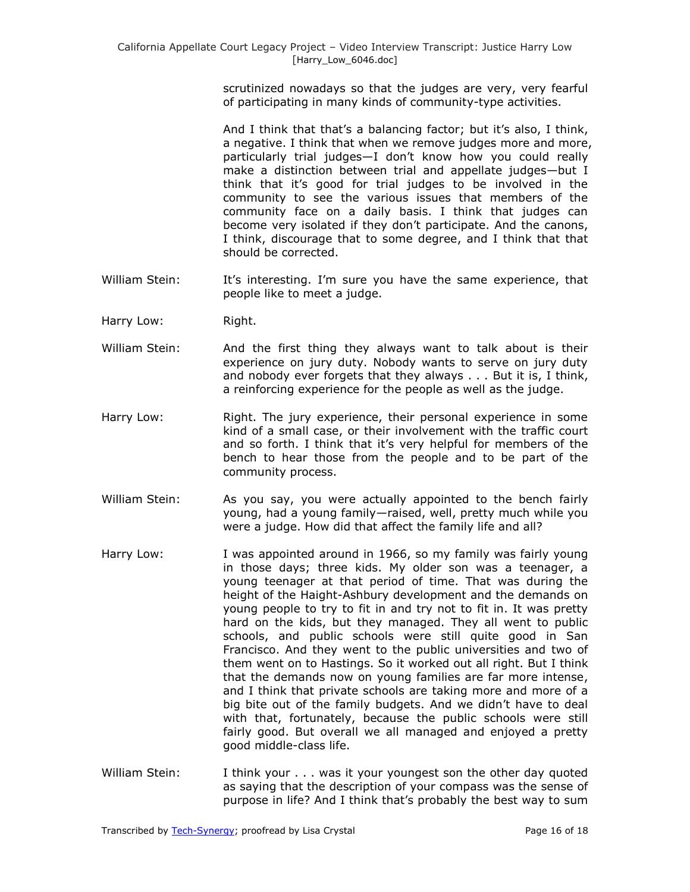scrutinized nowadays so that the judges are very, very fearful of participating in many kinds of community-type activities.

And I think that that's a balancing factor; but it's also, I think, a negative. I think that when we remove judges more and more, particularly trial judges—I don't know how you could really make a distinction between trial and appellate judges—but I think that it's good for trial judges to be involved in the community to see the various issues that members of the community face on a daily basis. I think that judges can become very isolated if they don't participate. And the canons, I think, discourage that to some degree, and I think that that should be corrected.

William Stein: It's interesting. I'm sure you have the same experience, that people like to meet a judge.

Harry Low: Right.

William Stein: And the first thing they always want to talk about is their experience on jury duty. Nobody wants to serve on jury duty and nobody ever forgets that they always . . . But it is, I think, a reinforcing experience for the people as well as the judge.

Harry Low: Right. The jury experience, their personal experience in some kind of a small case, or their involvement with the traffic court and so forth. I think that it's very helpful for members of the bench to hear those from the people and to be part of the community process.

William Stein: As you say, you were actually appointed to the bench fairly young, had a young family—raised, well, pretty much while you were a judge. How did that affect the family life and all?

Harry Low: I was appointed around in 1966, so my family was fairly young in those days; three kids. My older son was a teenager, a young teenager at that period of time. That was during the height of the Haight-Ashbury development and the demands on young people to try to fit in and try not to fit in. It was pretty hard on the kids, but they managed. They all went to public schools, and public schools were still quite good in San Francisco. And they went to the public universities and two of them went on to Hastings. So it worked out all right. But I think that the demands now on young families are far more intense, and I think that private schools are taking more and more of a big bite out of the family budgets. And we didn't have to deal with that, fortunately, because the public schools were still fairly good. But overall we all managed and enjoyed a pretty good middle-class life.

William Stein: I think your . . . was it your youngest son the other day quoted as saying that the description of your compass was the sense of purpose in life? And I think that's probably the best way to sum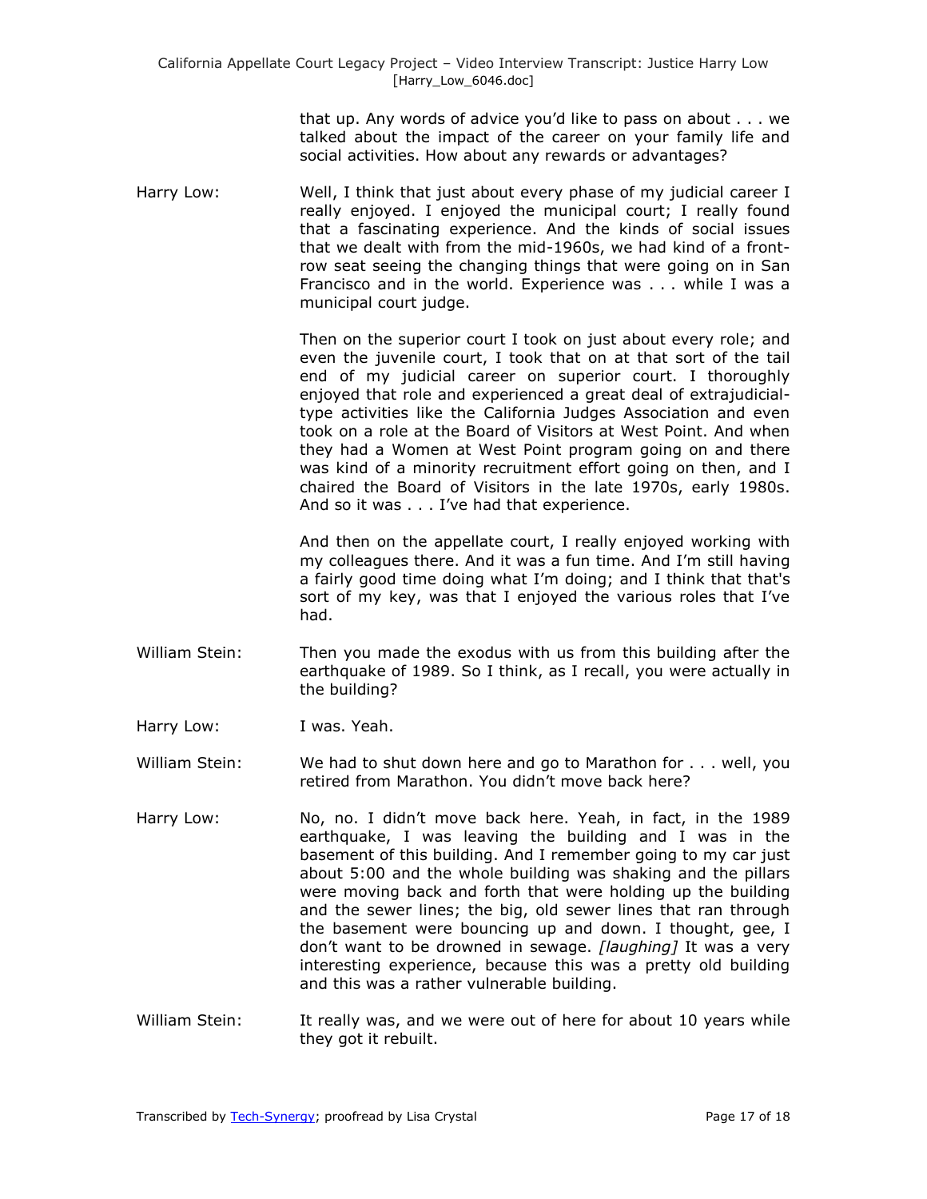that up. Any words of advice you'd like to pass on about . . . we talked about the impact of the career on your family life and social activities. How about any rewards or advantages?

Harry Low: Well, I think that just about every phase of my judicial career I really enjoyed. I enjoyed the municipal court; I really found that a fascinating experience. And the kinds of social issues that we dealt with from the mid-1960s, we had kind of a front-row seat seeing the changing things that were going on in San Francisco and in the world. Experience was . . . while I was a municipal court judge.

Then on the superior court I took on just about every role; and even the juvenile court, I took that on at that sort of the tail end of my judicial career on superior court. I thoroughly enjoyed that role and experienced a great deal of extrajudicial-type activities like the California Judges Association and even took on a role at the Board of Visitors at West Point. And when they had a Women at West Point program going on and there was kind of a minority recruitment effort going on then, and I chaired the Board of Visitors in the late 1970s, early 1980s. And so it was . . . I've had that experience.

And then on the appellate court, I really enjoyed working with my colleagues there. And it was a fun time. And I'm still having a fairly good time doing what I'm doing; and I think that that's sort of my key, was that I enjoyed the various roles that I've had.

William Stein: Then you made the exodus with us from this building after the earthquake of 1989. So I think, as I recall, you were actually in the building?

Harry Low: I was. Yeah.

William Stein: We had to shut down here and go to Marathon for . . . well, you retired from Marathon. You didn't move back here?

Harry Low: No, no. I didn't move back here. Yeah, in fact, in the 1989 earthquake, I was leaving the building and I was in the basement of this building. And I remember going to my car just about 5:00 and the whole building was shaking and the pillars were moving back and forth that were holding up the building and the sewer lines; the big, old sewer lines that ran through the basement were bouncing up and down. I thought, gee, I don't want to be drowned in sewage. *[laughing]* It was a very interesting experience, because this was a pretty old building and this was a rather vulnerable building.

William Stein: It really was, and we were out of here for about 10 years while they got it rebuilt.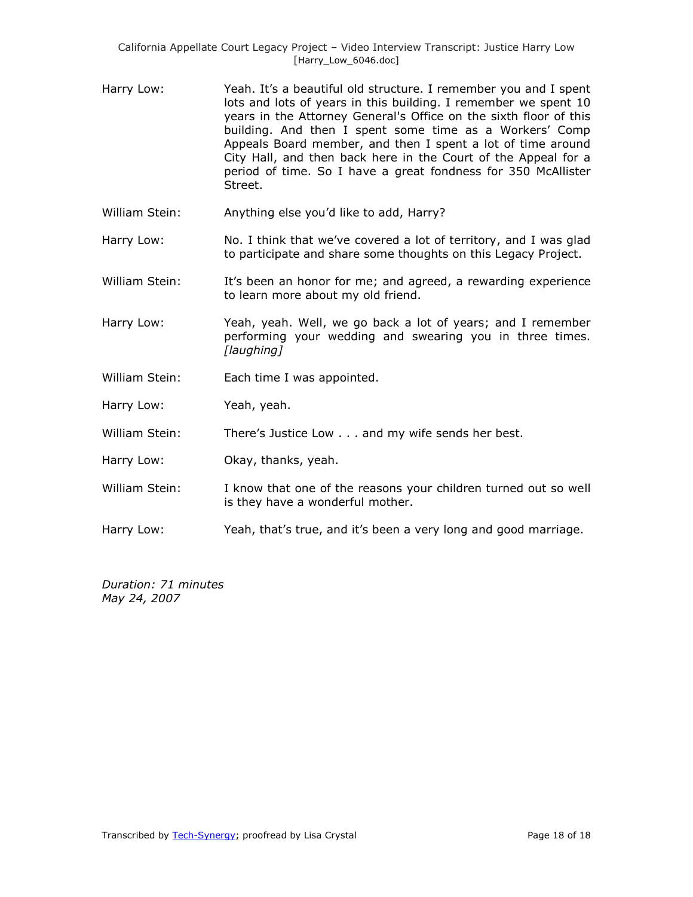Harry Low: Yeah. It's a beautiful old structure. I remember you and I spent lots and lots of years in this building. I remember we spent 10 years in the Attorney General's Office on the sixth floor of this building. And then I spent some time as a Workers' Comp Appeals Board member, and then I spent a lot of time around City Hall, and then back here in the Court of the Appeal for a period of time. So I have a great fondness for 350 McAllister Street.

William Stein: Anything else you'd like to add, Harry?

Harry Low: No. I think that we've covered a lot of territory, and I was glad to participate and share some thoughts on this Legacy Project.

William Stein: It's been an honor for me; and agreed, a rewarding experience to learn more about my old friend.

Harry Low: Yeah, yeah. Well, we go back a lot of years; and I remember performing your wedding and swearing you in three times. *[laughing]*

William Stein: Each time I was appointed.

Harry Low: Yeah, yeah.

William Stein: There's Justice Low . . . and my wife sends her best.

Harry Low: Okay, thanks, yeah.

William Stein: I know that one of the reasons your children turned out so well is they have a wonderful mother.

Harry Low: Yeah, that's true, and it's been a very long and good marriage.

*Duration: 71 minutes*
*May 24, 2007*

Transcribed by Tech-Synergy; proofread by Lisa Crystal